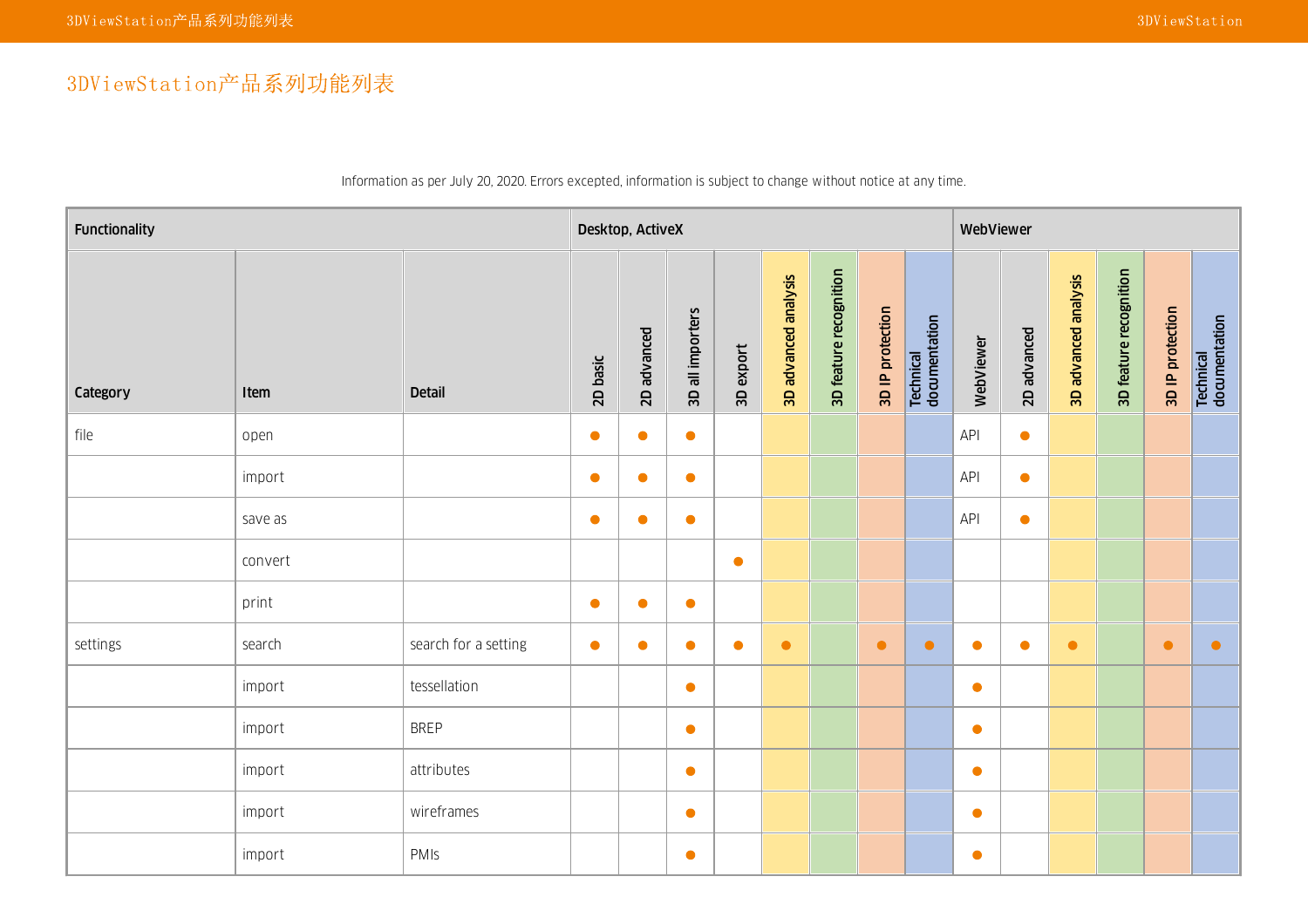# 3DViewStation产品系列功能列表

Information as per July 20, 2020. Errors excepted, information is subject to change without notice at any time.

| Functionality | | | Desktop, ActiveX | | | | | | | | WebViewer | | | | | |
|---|---|---|---|---|---|---|---|---|---|---|---|---|---|---|---|---|
| Category | Item | Detail | 2D basic | 2D advanced | 3D all importers | 3D export | 3D advanced analysis | 3D feature recognition | 3D IP protection | Technical documentation | WebViewer | 2D advanced | 3D advanced analysis | 3D feature recognition | 3D IP protection | Technical documentation |
| file | open | | ● | ● | ● | | | | | | API | ● | | | | |
| | import | | ● | ● | ● | | | | | | API | ● | | | | |
| | save as | | ● | ● | ● | | | | | | API | ● | | | | |
| | convert | | | | | ● | | | | | | | | | | |
| | print | | ● | ● | ● | | | | | | | | | | | |
| settings | search | search for a setting | ● | ● | ● | ● | ● | | ● | ● | ● | ● | ● | | ● | ● |
| | import | tessellation | | | ● | | | | | | ● | | | | | |
| | import | BREP | | | ● | | | | | | ● | | | | | |
| | import | attributes | | | ● | | | | | | ● | | | | | |
| | import | wireframes | | | ● | | | | | | ● | | | | | |
| | import | PMIs | | | ● | | | | | | ● | | | | | |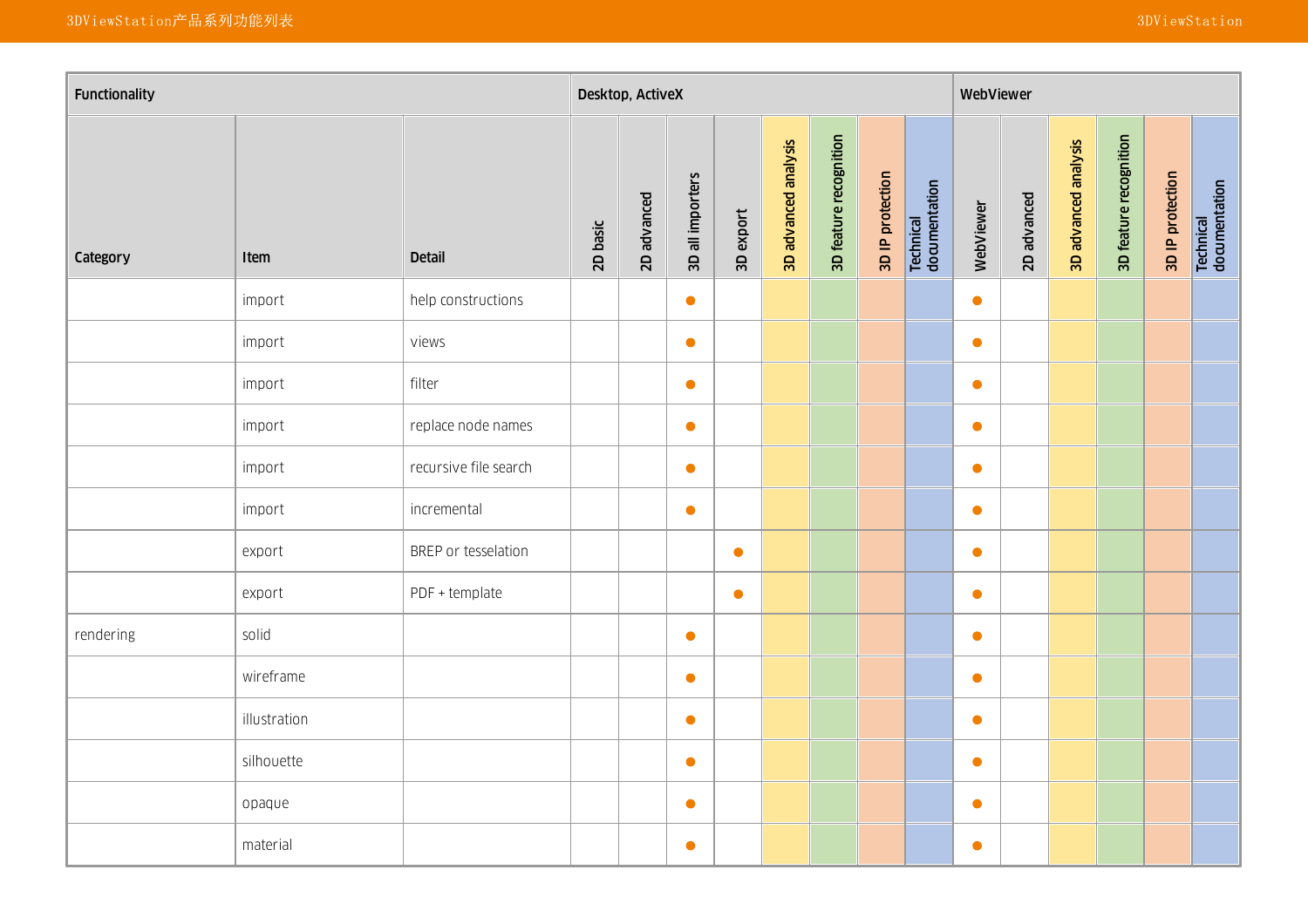| Functionality | | | Desktop, ActiveX | | | | | | | | WebViewer | | | | | |
|---|---|---|---|---|---|---|---|---|---|---|---|---|---|---|---|---|
| Category | Item | Detail | 2D basic | 2D advanced | 3D all importers | 3D export | 3D advanced analysis | 3D feature recognition | 3D IP protection | Technical documentation | WebViewer | 2D advanced | 3D advanced analysis | 3D feature recognition | 3D IP protection | Technical documentation |
| | import | help constructions | | | ● | | | | | | ● | | | | | |
| | import | views | | | ● | | | | | | ● | | | | | |
| | import | filter | | | ● | | | | | | ● | | | | | |
| | import | replace node names | | | ● | | | | | | ● | | | | | |
| | import | recursive file search | | | ● | | | | | | ● | | | | | |
| | import | incremental | | | ● | | | | | | ● | | | | | |
| | export | BREP or tesselation | | | | ● | | | | | ● | | | | | |
| | export | PDF + template | | | | ● | | | | | ● | | | | | |
| rendering | solid | | | | ● | | | | | | ● | | | | | |
| | wireframe | | | | ● | | | | | | ● | | | | | |
| | illustration | | | | ● | | | | | | ● | | | | | |
| | silhouette | | | | ● | | | | | | ● | | | | | |
| | opaque | | | | ● | | | | | | ● | | | | | |
| | material | | | | ● | | | | | | ● | | | | | |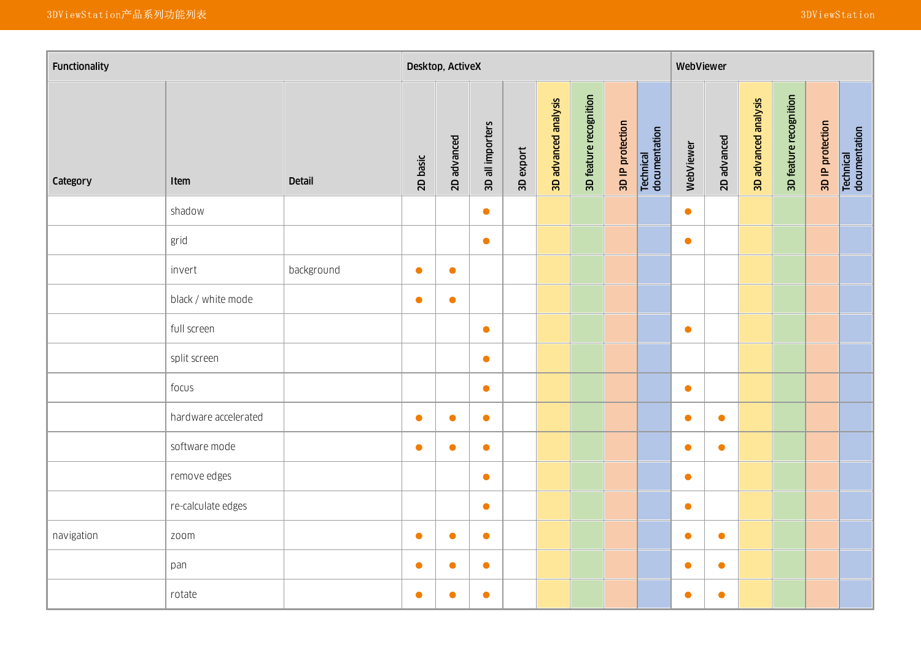| Functionality | | | Desktop, ActiveX | | | | | | | | WebViewer | | | | | |
|---|---|---|---|---|---|---|---|---|---|---|---|---|---|---|---|---|
| Category | Item | Detail | 2D basic | 2D advanced | 3D all importers | 3D export | 3D advanced analysis | 3D feature recognition | 3D IP protection | Technical documentation | WebViewer | 2D advanced | 3D advanced analysis | 3D feature recognition | 3D IP protection | Technical documentation |
| | shadow | | | | ● | | | | | | ● | | | | | |
| | grid | | | | ● | | | | | | ● | | | | | |
| | invert | background | ● | ● | | | | | | | | | | | | |
| | black / white mode | | ● | ● | | | | | | | | | | | | |
| | full screen | | | | ● | | | | | | ● | | | | | |
| | split screen | | | | ● | | | | | | | | | | | |
| | focus | | | | ● | | | | | | ● | | | | | |
| | hardware accelerated | | ● | ● | ● | | | | | | ● | ● | | | | |
| | software mode | | ● | ● | ● | | | | | | ● | ● | | | | |
| | remove edges | | | | ● | | | | | | ● | | | | | |
| | re-calculate edges | | | | ● | | | | | | ● | | | | | |
| navigation | zoom | | ● | ● | ● | | | | | | ● | ● | | | | |
| | pan | | ● | ● | ● | | | | | | ● | ● | | | | |
| | rotate | | ● | ● | ● | | | | | | ● | ● | | | | |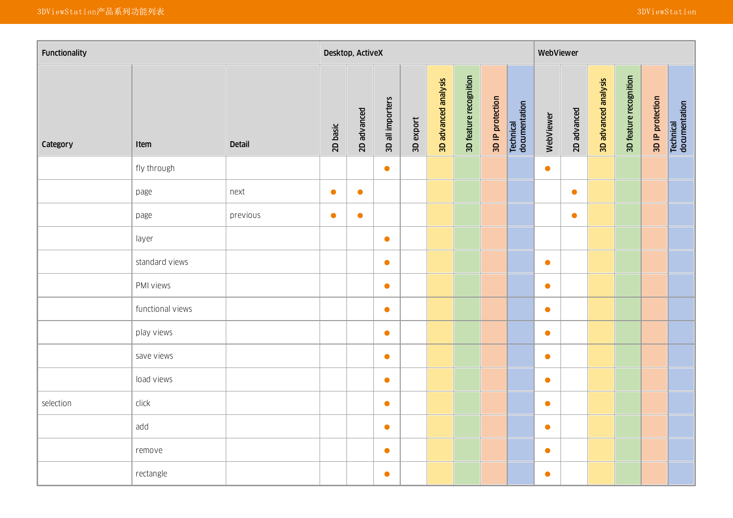| Functionality | | | Desktop, ActiveX | | | | | | | | WebViewer | | | | | |
|---|---|---|---|---|---|---|---|---|---|---|---|---|---|---|---|---|
| Category | Item | Detail | 2D basic | 2D advanced | 3D all importers | 3D export | 3D advanced analysis | 3D feature recognition | 3D IP protection | Technical documentation | WebViewer | 2D advanced | 3D advanced analysis | 3D feature recognition | 3D IP protection | Technical documentation |
| | fly through | | | | ● | | | | | | ● | | | | | |
| | page | next | ● | ● | | | | | | | | ● | | | | |
| | page | previous | ● | ● | | | | | | | | ● | | | | |
| | layer | | | | ● | | | | | | | | | | | |
| | standard views | | | | ● | | | | | | ● | | | | | |
| | PMI views | | | | ● | | | | | | ● | | | | | |
| | functional views | | | | ● | | | | | | ● | | | | | |
| | play views | | | | ● | | | | | | ● | | | | | |
| | save views | | | | ● | | | | | | ● | | | | | |
| | load views | | | | ● | | | | | | ● | | | | | |
| selection | click | | | | ● | | | | | | ● | | | | | |
| | add | | | | ● | | | | | | ● | | | | | |
| | remove | | | | ● | | | | | | ● | | | | | |
| | rectangle | | | | ● | | | | | | ● | | | | | |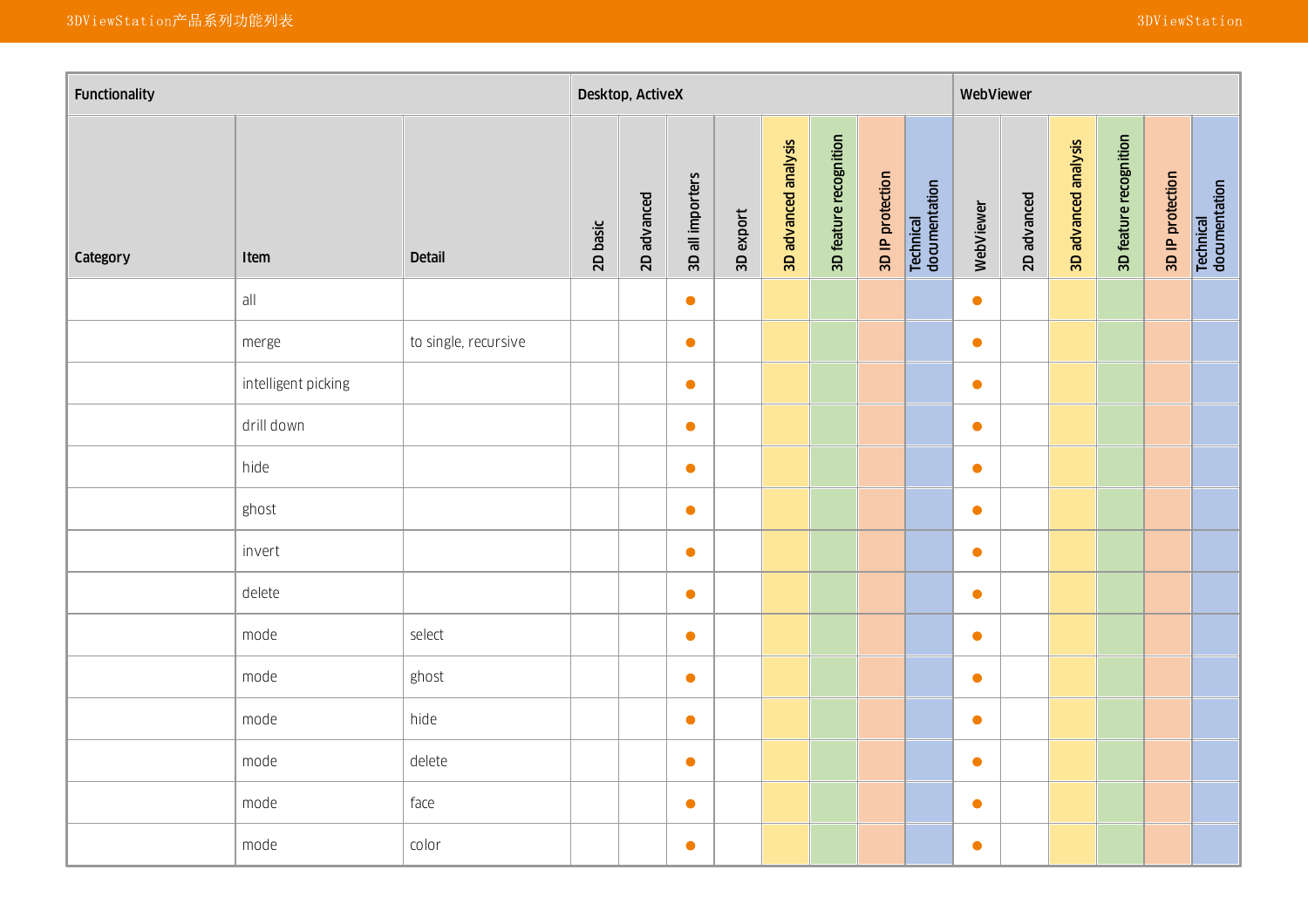| Functionality | | | Desktop, ActiveX | | | | | | | | WebViewer | | | | | |
|---|---|---|---|---|---|---|---|---|---|---|---|---|---|---|---|---|
| Category | Item | Detail | 2D basic | 2D advanced | 3D all importers | 3D export | 3D advanced analysis | 3D feature recognition | 3D IP protection | Technical documentation | WebViewer | 2D advanced | 3D advanced analysis | 3D feature recognition | 3D IP protection | Technical documentation |
| | all | | | | ● | | | | | | ● | | | | | |
| | merge | to single, recursive | | | ● | | | | | | ● | | | | | |
| | intelligent picking | | | | ● | | | | | | ● | | | | | |
| | drill down | | | | ● | | | | | | ● | | | | | |
| | hide | | | | ● | | | | | | ● | | | | | |
| | ghost | | | | ● | | | | | | ● | | | | | |
| | invert | | | | ● | | | | | | ● | | | | | |
| | delete | | | | ● | | | | | | ● | | | | | |
| | mode | select | | | ● | | | | | | ● | | | | | |
| | mode | ghost | | | ● | | | | | | ● | | | | | |
| | mode | hide | | | ● | | | | | | ● | | | | | |
| | mode | delete | | | ● | | | | | | ● | | | | | |
| | mode | face | | | ● | | | | | | ● | | | | | |
| | mode | color | | | ● | | | | | | ● | | | | | |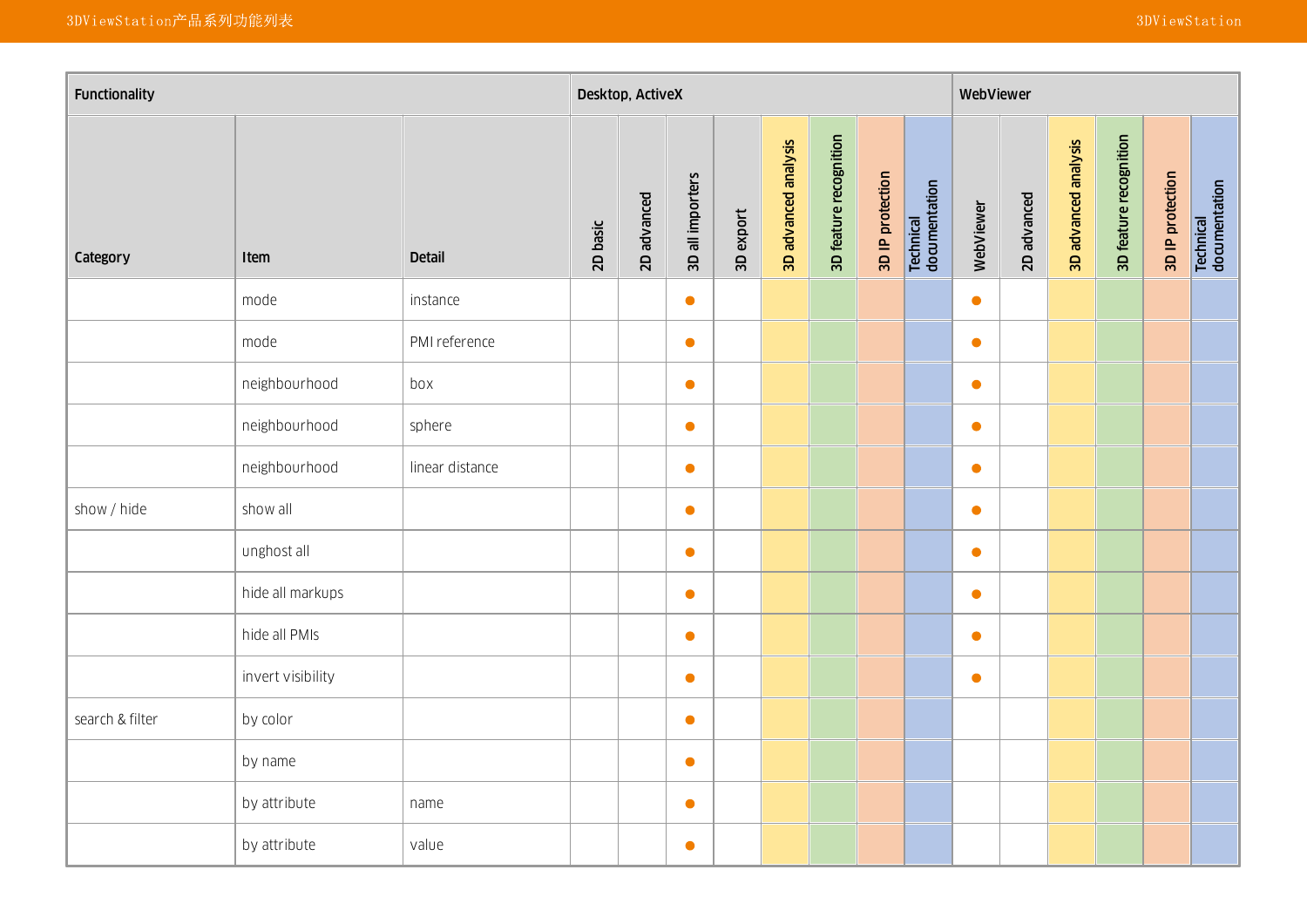| Functionality | | | Desktop, ActiveX | | | | | | | | WebViewer | | | | | |
|---|---|---|---|---|---|---|---|---|---|---|---|---|---|---|---|---|
| Category | Item | Detail | 2D basic | 2D advanced | 3D all importers | 3D export | 3D advanced analysis | 3D feature recognition | 3D IP protection | Technical documentation | WebViewer | 2D advanced | 3D advanced analysis | 3D feature recognition | 3D IP protection | Technical documentation |
| | mode | instance | | | ● | | | | | | ● | | | | | |
| | mode | PMI reference | | | ● | | | | | | ● | | | | | |
| | neighbourhood | box | | | ● | | | | | | ● | | | | | |
| | neighbourhood | sphere | | | ● | | | | | | ● | | | | | |
| | neighbourhood | linear distance | | | ● | | | | | | ● | | | | | |
| show / hide | show all | | | | ● | | | | | | ● | | | | | |
| | unghost all | | | | ● | | | | | | ● | | | | | |
| | hide all markups | | | | ● | | | | | | ● | | | | | |
| | hide all PMIs | | | | ● | | | | | | ● | | | | | |
| | invert visibility | | | | ● | | | | | | ● | | | | | |
| search & filter | by color | | | | ● | | | | | | | | | | | |
| | by name | | | | ● | | | | | | | | | | | |
| | by attribute | name | | | ● | | | | | | | | | | | |
| | by attribute | value | | | ● | | | | | | | | | | | |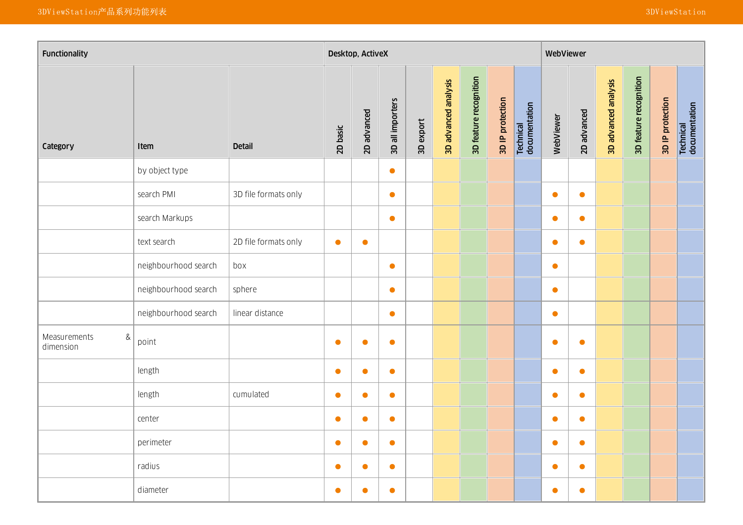| Functionality | | | Desktop, ActiveX | | | | | | | | WebViewer | | | | | |
|---|---|---|---|---|---|---|---|---|---|---|---|---|---|---|---|---|
| Category | Item | Detail | 2D basic | 2D advanced | 3D all importers | 3D export | 3D advanced analysis | 3D feature recognition | 3D IP protection | Technical documentation | WebViewer | 2D advanced | 3D advanced analysis | 3D feature recognition | 3D IP protection | Technical documentation |
| | by object type | | | | ● | | | | | | | | | | | |
| | search PMI | 3D file formats only | | | ● | | | | | | ● | ● | | | | |
| | search Markups | | | | ● | | | | | | ● | ● | | | | |
| | text search | 2D file formats only | ● | ● | | | | | | | ● | ● | | | | |
| | neighbourhood search | box | | | ● | | | | | | ● | | | | | |
| | neighbourhood search | sphere | | | ● | | | | | | ● | | | | | |
| | neighbourhood search | linear distance | | | ● | | | | | | ● | | | | | |
| Measurements & dimension | point | | ● | ● | ● | | | | | | ● | ● | | | | |
| | length | | ● | ● | ● | | | | | | ● | ● | | | | |
| | length | cumulated | ● | ● | ● | | | | | | ● | ● | | | | |
| | center | | ● | ● | ● | | | | | | ● | ● | | | | |
| | perimeter | | ● | ● | ● | | | | | | ● | ● | | | | |
| | radius | | ● | ● | ● | | | | | | ● | ● | | | | |
| | diameter | | ● | ● | ● | | | | | | ● | ● | | | | |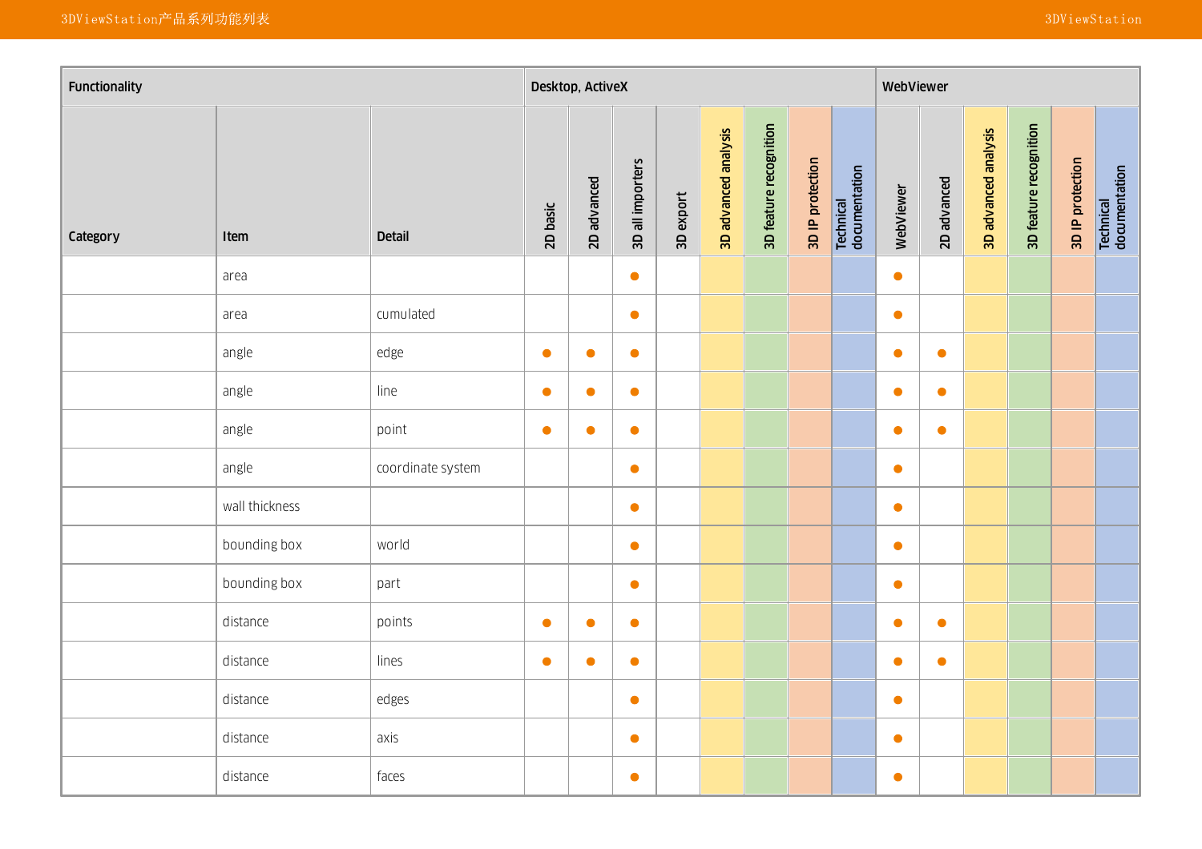| Functionality | | | Desktop, ActiveX | | | | | | | | WebViewer | | | | | |
|---|---|---|---|---|---|---|---|---|---|---|---|---|---|---|---|---|
| Category | Item | Detail | 2D basic | 2D advanced | 3D all importers | 3D export | 3D advanced analysis | 3D feature recognition | 3D IP protection | Technical documentation | WebViewer | 2D advanced | 3D advanced analysis | 3D feature recognition | 3D IP protection | Technical documentation |
| | area | | | | ● | | | | | | ● | | | | | |
| | area | cumulated | | | ● | | | | | | ● | | | | | |
| | angle | edge | ● | ● | ● | | | | | | ● | ● | | | | |
| | angle | line | ● | ● | ● | | | | | | ● | ● | | | | |
| | angle | point | ● | ● | ● | | | | | | ● | ● | | | | |
| | angle | coordinate system | | | ● | | | | | | ● | | | | | |
| | wall thickness | | | | ● | | | | | | ● | | | | | |
| | bounding box | world | | | ● | | | | | | ● | | | | | |
| | bounding box | part | | | ● | | | | | | ● | | | | | |
| | distance | points | ● | ● | ● | | | | | | ● | ● | | | | |
| | distance | lines | ● | ● | ● | | | | | | ● | ● | | | | |
| | distance | edges | | | ● | | | | | | ● | | | | | |
| | distance | axis | | | ● | | | | | | ● | | | | | |
| | distance | faces | | | ● | | | | | | ● | | | | | |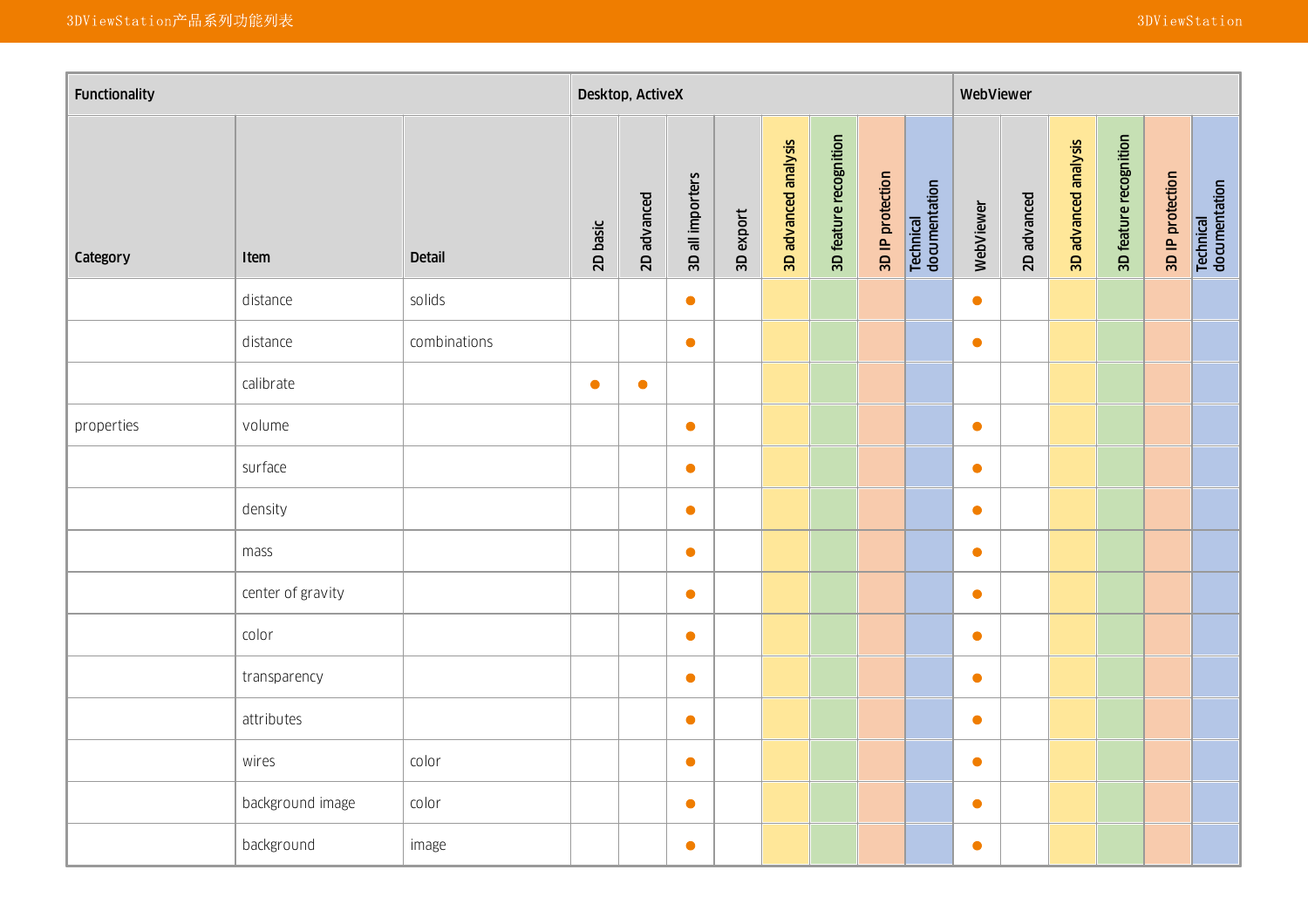| Functionality | | | Desktop, ActiveX | | | | | | | | WebViewer | | | | | |
|---|---|---|---|---|---|---|---|---|---|---|---|---|---|---|---|---|
| Category | Item | Detail | 2D basic | 2D advanced | 3D all importers | 3D export | 3D advanced analysis | 3D feature recognition | 3D IP protection | Technical documentation | WebViewer | 2D advanced | 3D advanced analysis | 3D feature recognition | 3D IP protection | Technical documentation |
| | distance | solids | | | ● | | | | | | ● | | | | | |
| | distance | combinations | | | ● | | | | | | ● | | | | | |
| | calibrate | | ● | ● | | | | | | | | | | | | |
| properties | volume | | | | ● | | | | | | ● | | | | | |
| | surface | | | | ● | | | | | | ● | | | | | |
| | density | | | | ● | | | | | | ● | | | | | |
| | mass | | | | ● | | | | | | ● | | | | | |
| | center of gravity | | | | ● | | | | | | ● | | | | | |
| | color | | | | ● | | | | | | ● | | | | | |
| | transparency | | | | ● | | | | | | ● | | | | | |
| | attributes | | | | ● | | | | | | ● | | | | | |
| | wires | color | | | ● | | | | | | ● | | | | | |
| | background image | color | | | ● | | | | | | ● | | | | | |
| | background | image | | | ● | | | | | | ● | | | | | |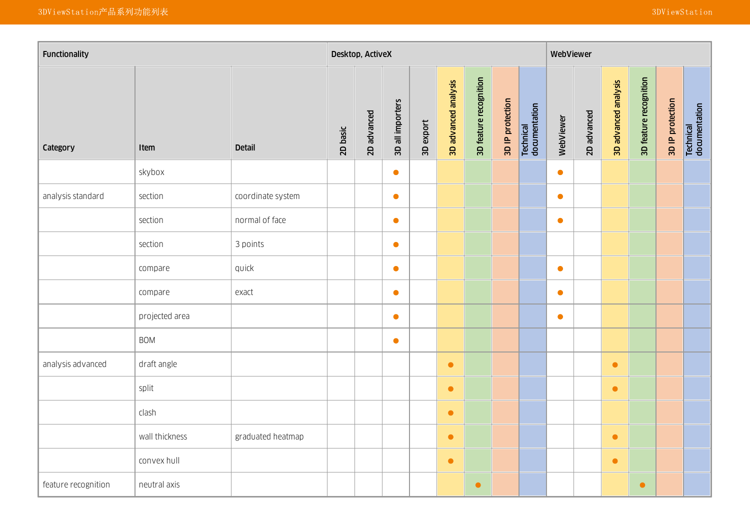| Functionality | | | Desktop, ActiveX | | | | | | | | WebViewer | | | | | |
|---|---|---|---|---|---|---|---|---|---|---|---|---|---|---|---|---|
| Category | Item | Detail | 2D basic | 2D advanced | 3D all importers | 3D export | 3D advanced analysis | 3D feature recognition | 3D IP protection | Technical documentation | WebViewer | 2D advanced | 3D advanced analysis | 3D feature recognition | 3D IP protection | Technical documentation |
| | skybox | | | | ● | | | | | | ● | | | | | |
| analysis standard | section | coordinate system | | | ● | | | | | | ● | | | | | |
| | section | normal of face | | | ● | | | | | | ● | | | | | |
| | section | 3 points | | | ● | | | | | | | | | | | |
| | compare | quick | | | ● | | | | | | ● | | | | | |
| | compare | exact | | | ● | | | | | | ● | | | | | |
| | projected area | | | | ● | | | | | | ● | | | | | |
| | BOM | | | | ● | | | | | | | | | | | |
| analysis advanced | draft angle | | | | | | ● | | | | | | ● | | | |
| | split | | | | | | ● | | | | | | ● | | | |
| | clash | | | | | | ● | | | | | | | | | |
| | wall thickness | graduated heatmap | | | | | ● | | | | | | ● | | | |
| | convex hull | | | | | | ● | | | | | | ● | | | |
| feature recognition | neutral axis | | | | | | | ● | | | | | | ● | | |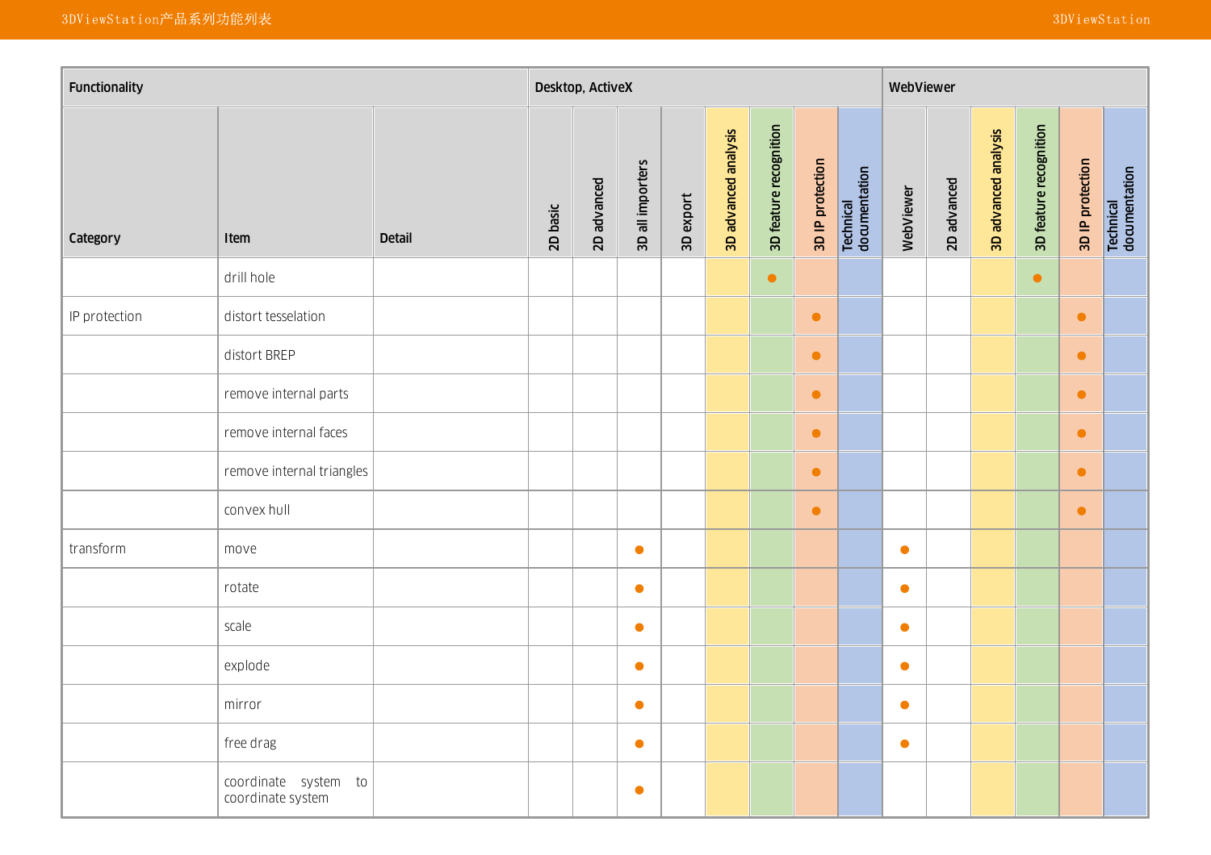| Functionality | | | Desktop, ActiveX | | | | | | | | WebViewer | | | | | |
|---|---|---|---|---|---|---|---|---|---|---|---|---|---|---|---|---|
| Category | Item | Detail | 2D basic | 2D advanced | 3D all importers | 3D export | 3D advanced analysis | 3D feature recognition | 3D IP protection | Technical documentation | WebViewer | 2D advanced | 3D advanced analysis | 3D feature recognition | 3D IP protection | Technical documentation |
| | drill hole | | | | | | | ● | | | | | | ● | | |
| IP protection | distort tesselation | | | | | | | | ● | | | | | | ● | |
| | distort BREP | | | | | | | | ● | | | | | | ● | |
| | remove internal parts | | | | | | | | ● | | | | | | ● | |
| | remove internal faces | | | | | | | | ● | | | | | | ● | |
| | remove internal triangles | | | | | | | | ● | | | | | | ● | |
| | convex hull | | | | | | | | ● | | | | | | ● | |
| transform | move | | | | ● | | | | | | ● | | | | | |
| | rotate | | | | ● | | | | | | ● | | | | | |
| | scale | | | | ● | | | | | | ● | | | | | |
| | explode | | | | ● | | | | | | ● | | | | | |
| | mirror | | | | ● | | | | | | ● | | | | | |
| | free drag | | | | ● | | | | | | ● | | | | | |
| | coordinate system to coordinate system | | | | ● | | | | | | | | | | | |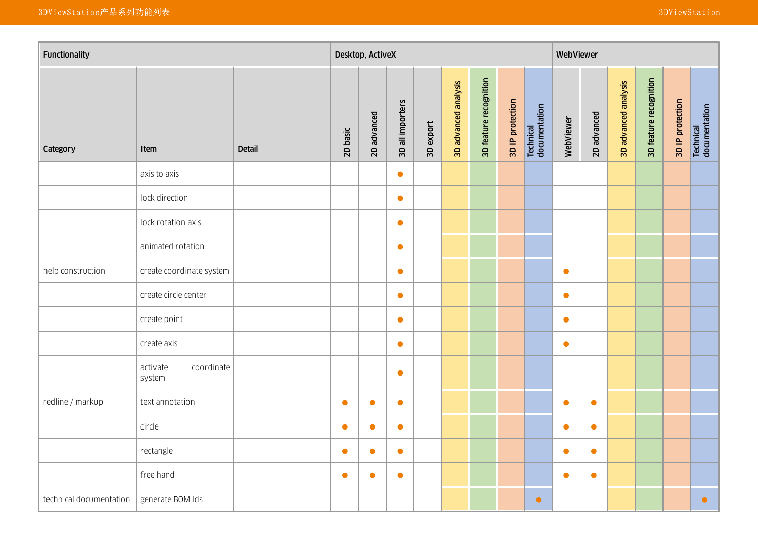| Functionality | | | Desktop, ActiveX | | | | | | | | WebViewer | | | | | |
|---|---|---|---|---|---|---|---|---|---|---|---|---|---|---|---|---|
| Category | Item | Detail | 2D basic | 2D advanced | 3D all importers | 3D export | 3D advanced analysis | 3D feature recognition | 3D IP protection | Technical documentation | WebViewer | 2D advanced | 3D advanced analysis | 3D feature recognition | 3D IP protection | Technical documentation |
| | axis to axis | | | | ● | | | | | | | | | | | |
| | lock direction | | | | ● | | | | | | | | | | | |
| | lock rotation axis | | | | ● | | | | | | | | | | | |
| | animated rotation | | | | ● | | | | | | | | | | | |
| help construction | create coordinate system | | | | ● | | | | | | ● | | | | | |
| | create circle center | | | | ● | | | | | | ● | | | | | |
| | create point | | | | ● | | | | | | ● | | | | | |
| | create axis | | | | ● | | | | | | ● | | | | | |
| | activate coordinate system | | | | ● | | | | | | | | | | | |
| redline / markup | text annotation | | ● | ● | ● | | | | | | ● | ● | | | | |
| | circle | | ● | ● | ● | | | | | | ● | ● | | | | |
| | rectangle | | ● | ● | ● | | | | | | ● | ● | | | | |
| | free hand | | ● | ● | ● | | | | | | ● | ● | | | | |
| technical documentation | generate BOM Ids | | | | | | | | | ● | | | | | | ● |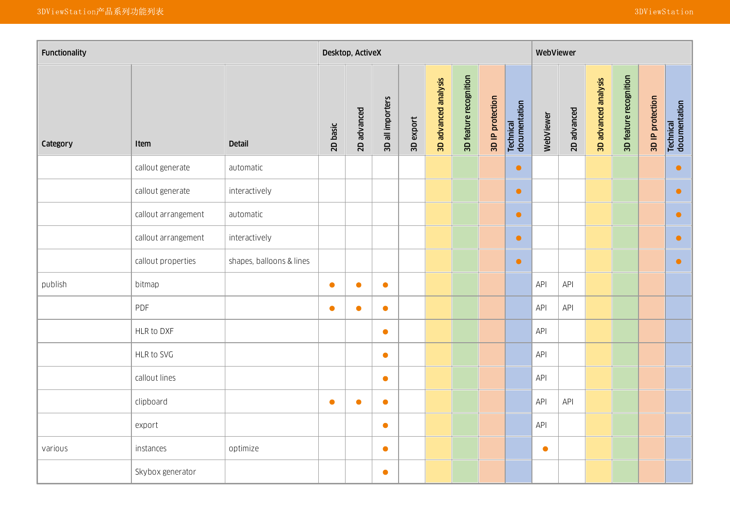| Functionality | | | Desktop, ActiveX | | | | | | | | WebViewer | | | | | |
|---|---|---|---|---|---|---|---|---|---|---|---|---|---|---|---|---|
| Category | Item | Detail | 2D basic | 2D advanced | 3D all importers | 3D export | 3D advanced analysis | 3D feature recognition | 3D IP protection | Technical documentation | WebViewer | 2D advanced | 3D advanced analysis | 3D feature recognition | 3D IP protection | Technical documentation |
| | callout generate | automatic | | | | | | | | ● | | | | | | ● |
| | callout generate | interactively | | | | | | | | ● | | | | | | ● |
| | callout arrangement | automatic | | | | | | | | ● | | | | | | ● |
| | callout arrangement | interactively | | | | | | | | ● | | | | | | ● |
| | callout properties | shapes, balloons & lines | | | | | | | | ● | | | | | | ● |
| publish | bitmap | | ● | ● | ● | | | | | | API | API | | | | |
| | PDF | | ● | ● | ● | | | | | | API | API | | | | |
| | HLR to DXF | | | | ● | | | | | | API | | | | | |
| | HLR to SVG | | | | ● | | | | | | API | | | | | |
| | callout lines | | | | ● | | | | | | API | | | | | |
| | clipboard | | ● | ● | ● | | | | | | API | API | | | | |
| | export | | | | ● | | | | | | API | | | | | |
| various | instances | optimize | | | ● | | | | | | ● | | | | | |
| | Skybox generator | | | | ● | | | | | | | | | | | |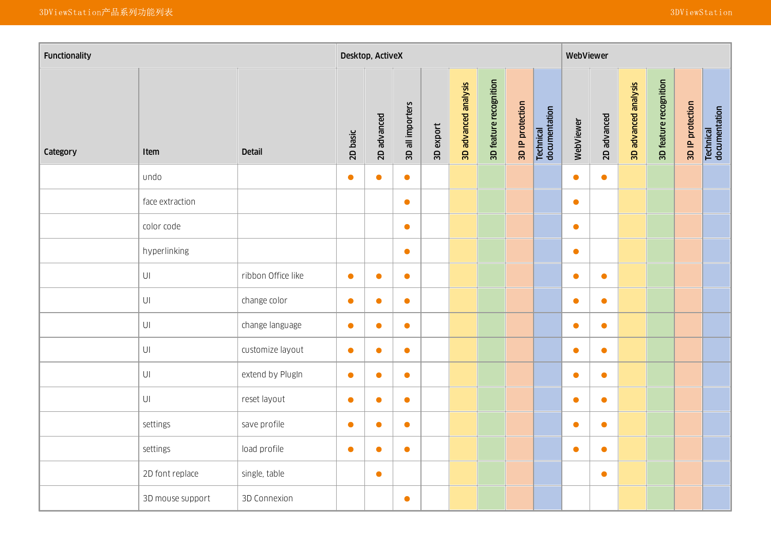| Functionality | | | Desktop, ActiveX | | | | | | | | WebViewer | | | | | |
|---|---|---|---|---|---|---|---|---|---|---|---|---|---|---|---|---|
| Category | Item | Detail | 2D basic | 2D advanced | 3D all importers | 3D export | 3D advanced analysis | 3D feature recognition | 3D IP protection | Technical documentation | WebViewer | 2D advanced | 3D advanced analysis | 3D feature recognition | 3D IP protection | Technical documentation |
| | undo | | ● | ● | ● | | | | | | ● | ● | | | | |
| | face extraction | | | | ● | | | | | | ● | | | | | |
| | color code | | | | ● | | | | | | ● | | | | | |
| | hyperlinking | | | | ● | | | | | | ● | | | | | |
| | UI | ribbon Office like | ● | ● | ● | | | | | | ● | ● | | | | |
| | UI | change color | ● | ● | ● | | | | | | ● | ● | | | | |
| | UI | change language | ● | ● | ● | | | | | | ● | ● | | | | |
| | UI | customize layout | ● | ● | ● | | | | | | ● | ● | | | | |
| | UI | extend by PlugIn | ● | ● | ● | | | | | | ● | ● | | | | |
| | UI | reset layout | ● | ● | ● | | | | | | ● | ● | | | | |
| | settings | save profile | ● | ● | ● | | | | | | ● | ● | | | | |
| | settings | load profile | ● | ● | ● | | | | | | ● | ● | | | | |
| | 2D font replace | single, table | | ● | | | | | | | | ● | | | | |
| | 3D mouse support | 3D Connexion | | | ● | | | | | | | | | | | |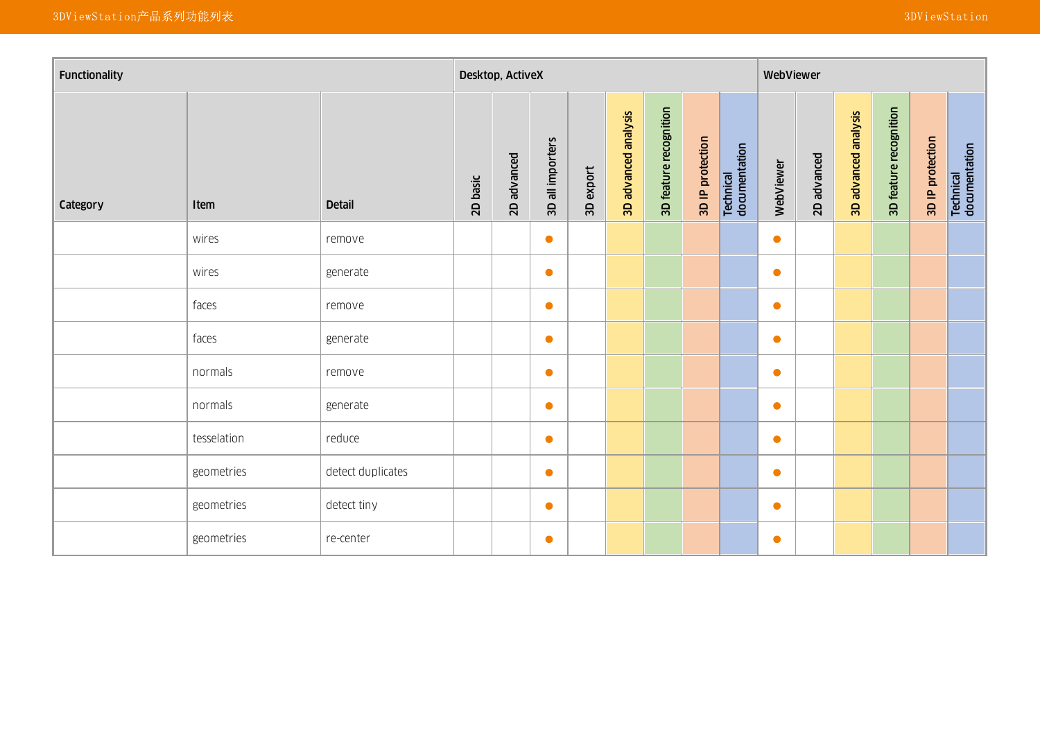| Functionality | | | Desktop, ActiveX | | | | | | | | WebViewer | | | | | |
|---|---|---|---|---|---|---|---|---|---|---|---|---|---|---|---|---|
| Category | Item | Detail | 2D basic | 2D advanced | 3D all importers | 3D export | 3D advanced analysis | 3D feature recognition | 3D IP protection | Technical documentation | WebViewer | 2D advanced | 3D advanced analysis | 3D feature recognition | 3D IP protection | Technical documentation |
| | wires | remove | | | ● | | | | | | ● | | | | | |
| | wires | generate | | | ● | | | | | | ● | | | | | |
| | faces | remove | | | ● | | | | | | ● | | | | | |
| | faces | generate | | | ● | | | | | | ● | | | | | |
| | normals | remove | | | ● | | | | | | ● | | | | | |
| | normals | generate | | | ● | | | | | | ● | | | | | |
| | tesselation | reduce | | | ● | | | | | | ● | | | | | |
| | geometries | detect duplicates | | | ● | | | | | | ● | | | | | |
| | geometries | detect tiny | | | ● | | | | | | ● | | | | | |
| | geometries | re-center | | | ● | | | | | | ● | | | | | |